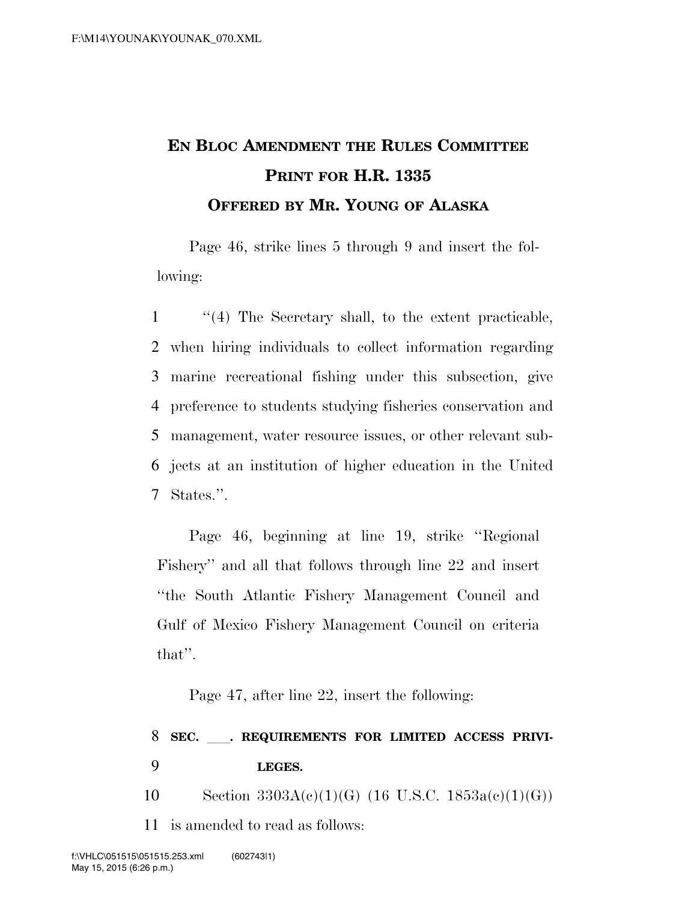# EN BLOC AMENDMENT THE RULES COMMITTEE PRINT FOR H.R. 1335

## OFFERED BY MR. YOUNG OF ALASKA

Page 46, strike lines 5 through 9 and insert the following:

1 "(4) The Secretary shall, to the extent practicable,
2 when hiring individuals to collect information regarding
3 marine recreational fishing under this subsection, give
4 preference to students studying fisheries conservation and
5 management, water resource issues, or other relevant sub-
6 jects at an institution of higher education in the United
7 States.".

Page 46, beginning at line 19, strike "Regional Fishery" and all that follows through line 22 and insert "the South Atlantic Fishery Management Council and Gulf of Mexico Fishery Management Council on criteria that".

Page 47, after line 22, insert the following:

8 **SEC. \_\_\_. REQUIREMENTS FOR LIMITED ACCESS PRIVI-**
9 **LEGES.**

10 Section 3303A(c)(1)(G) (16 U.S.C. 1853a(c)(1)(G))
11 is amended to read as follows: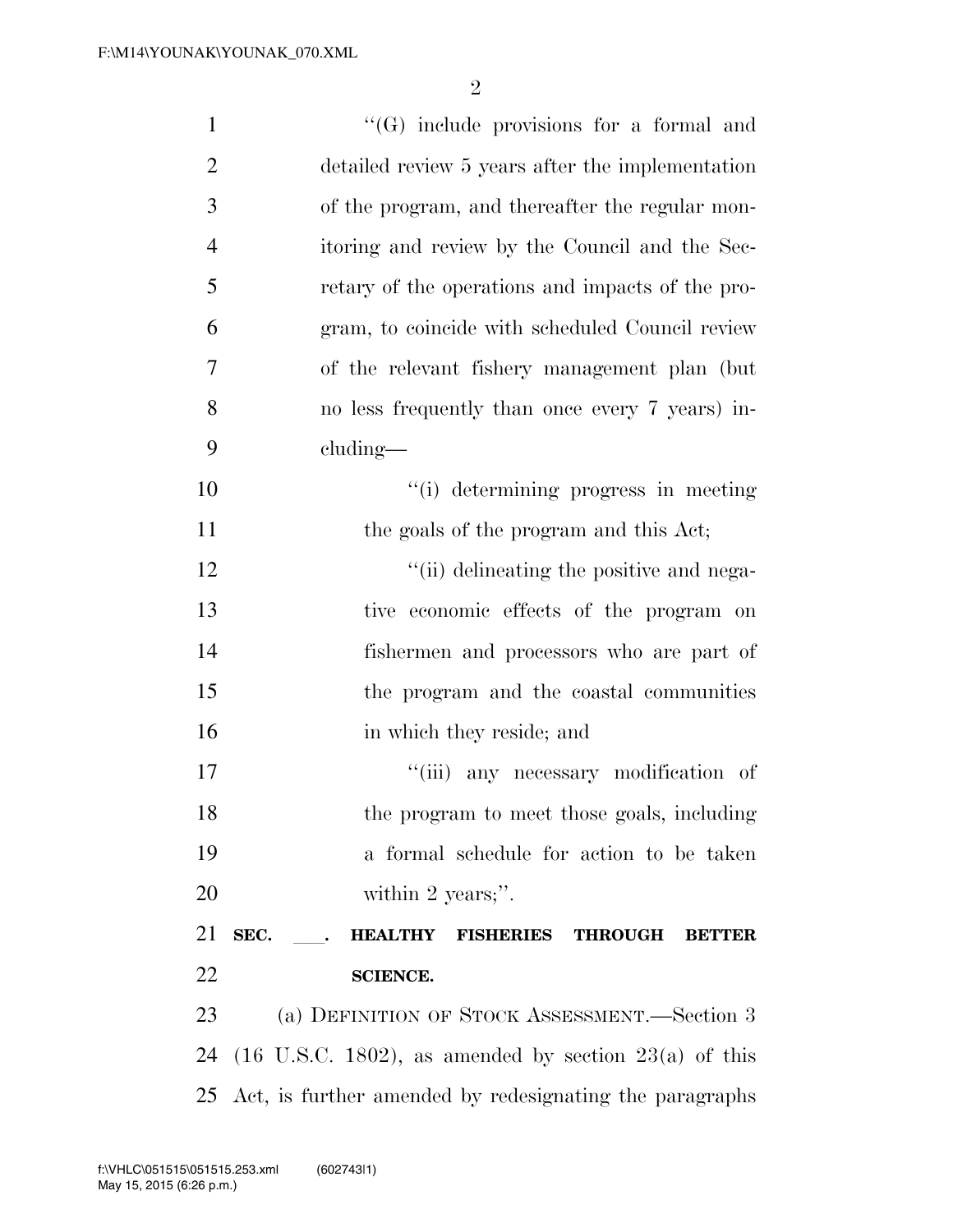"(G) include provisions for a formal and detailed review 5 years after the implementation of the program, and thereafter the regular monitoring and review by the Council and the Secretary of the operations and impacts of the program, to coincide with scheduled Council review of the relevant fishery management plan (but no less frequently than once every 7 years) including—

"(i) determining progress in meeting the goals of the program and this Act;

"(ii) delineating the positive and negative economic effects of the program on fishermen and processors who are part of the program and the coastal communities in which they reside; and

"(iii) any necessary modification of the program to meet those goals, including a formal schedule for action to be taken within 2 years;".

**SEC. ___. HEALTHY FISHERIES THROUGH BETTER SCIENCE.**

(a) DEFINITION OF STOCK ASSESSMENT.—Section 3 (16 U.S.C. 1802), as amended by section 23(a) of this Act, is further amended by redesignating the paragraphs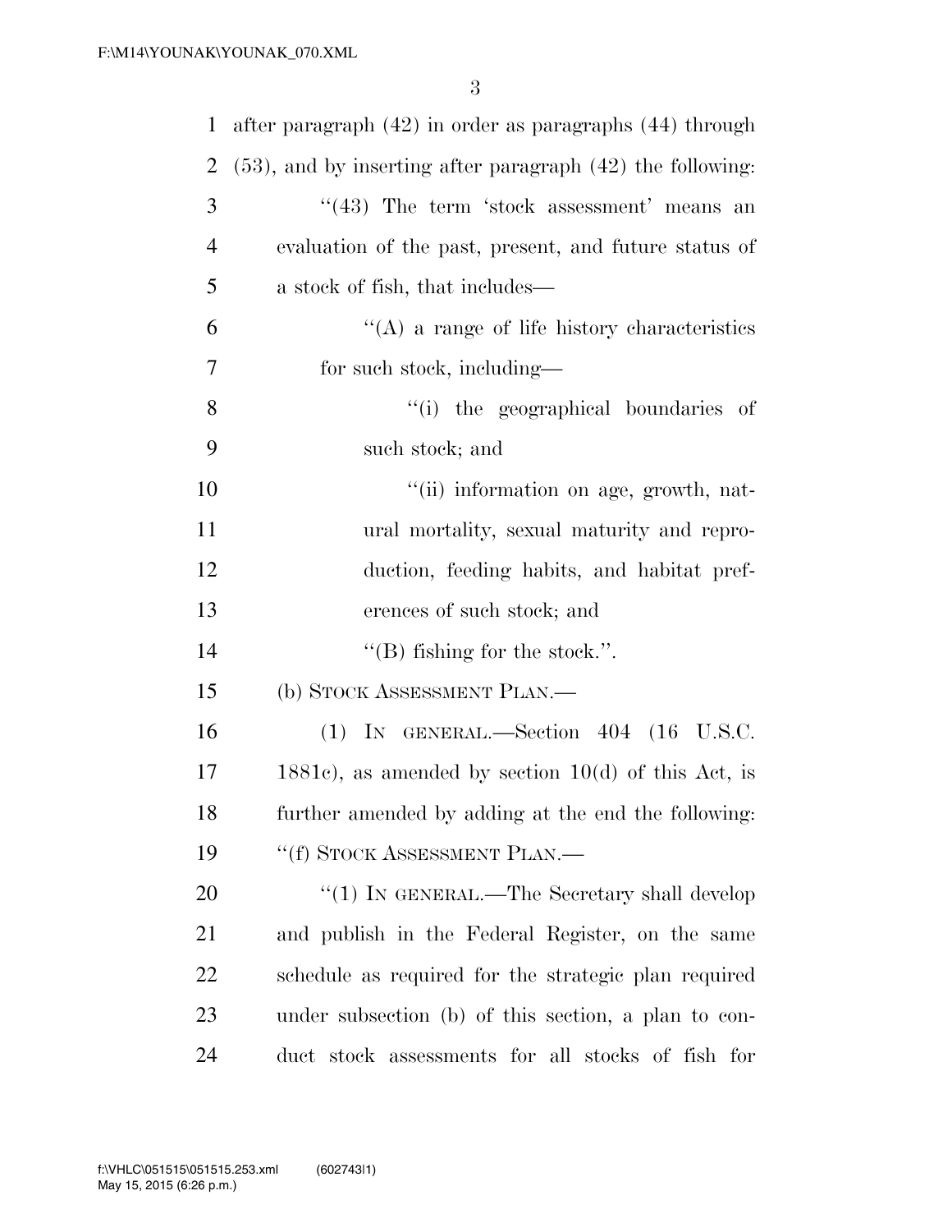after paragraph (42) in order as paragraphs (44) through (53), and by inserting after paragraph (42) the following:

"(43) The term 'stock assessment' means an evaluation of the past, present, and future status of a stock of fish, that includes—

"(A) a range of life history characteristics for such stock, including—

"(i) the geographical boundaries of such stock; and

"(ii) information on age, growth, natural mortality, sexual maturity and reproduction, feeding habits, and habitat preferences of such stock; and

"(B) fishing for the stock.".

(b) STOCK ASSESSMENT PLAN.—

(1) IN GENERAL.—Section 404 (16 U.S.C. 1881c), as amended by section 10(d) of this Act, is further amended by adding at the end the following:

"(f) STOCK ASSESSMENT PLAN.—

"(1) IN GENERAL.—The Secretary shall develop and publish in the Federal Register, on the same schedule as required for the strategic plan required under subsection (b) of this section, a plan to conduct stock assessments for all stocks of fish for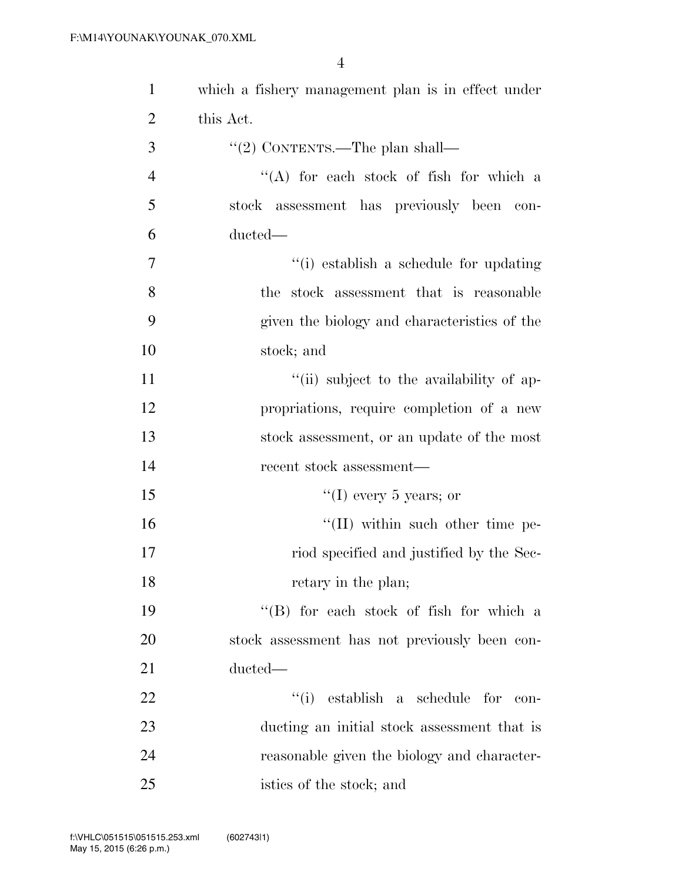which a fishery management plan is in effect under this Act.

''(2) CONTENTS.—The plan shall—

''(A) for each stock of fish for which a stock assessment has previously been conducted—

''(i) establish a schedule for updating the stock assessment that is reasonable given the biology and characteristics of the stock; and

''(ii) subject to the availability of appropriations, require completion of a new stock assessment, or an update of the most recent stock assessment—

''(I) every 5 years; or

''(II) within such other time period specified and justified by the Secretary in the plan;

''(B) for each stock of fish for which a stock assessment has not previously been conducted—

''(i) establish a schedule for conducting an initial stock assessment that is reasonable given the biology and characteristics of the stock; and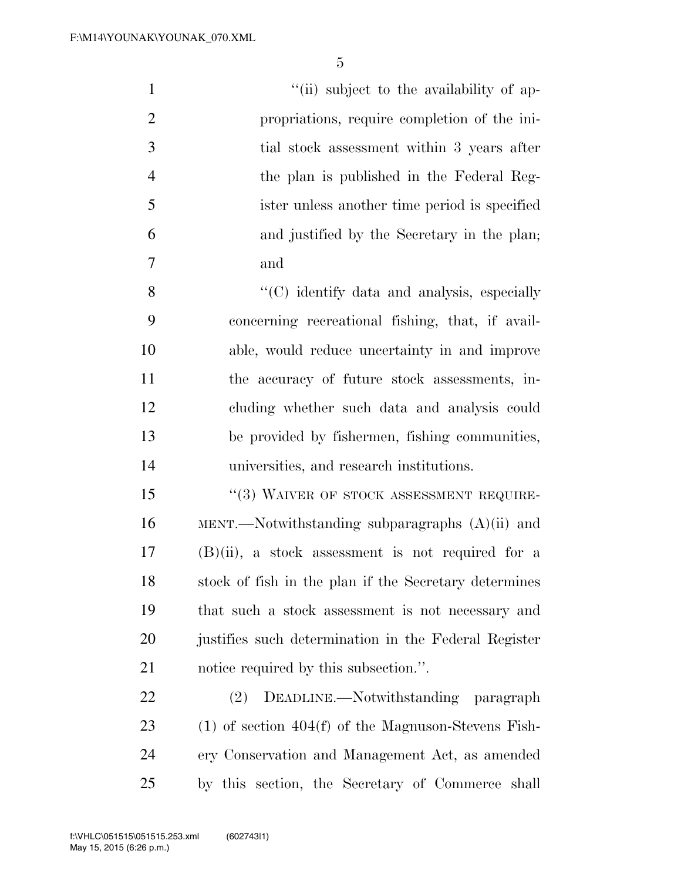"(ii) subject to the availability of appropriations, require completion of the initial stock assessment within 3 years after the plan is published in the Federal Register unless another time period is specified and justified by the Secretary in the plan; and

"(C) identify data and analysis, especially concerning recreational fishing, that, if available, would reduce uncertainty in and improve the accuracy of future stock assessments, including whether such data and analysis could be provided by fishermen, fishing communities, universities, and research institutions.

"(3) WAIVER OF STOCK ASSESSMENT REQUIREMENT.—Notwithstanding subparagraphs (A)(ii) and (B)(ii), a stock assessment is not required for a stock of fish in the plan if the Secretary determines that such a stock assessment is not necessary and justifies such determination in the Federal Register notice required by this subsection.".

(2) DEADLINE.—Notwithstanding paragraph (1) of section 404(f) of the Magnuson-Stevens Fishery Conservation and Management Act, as amended by this section, the Secretary of Commerce shall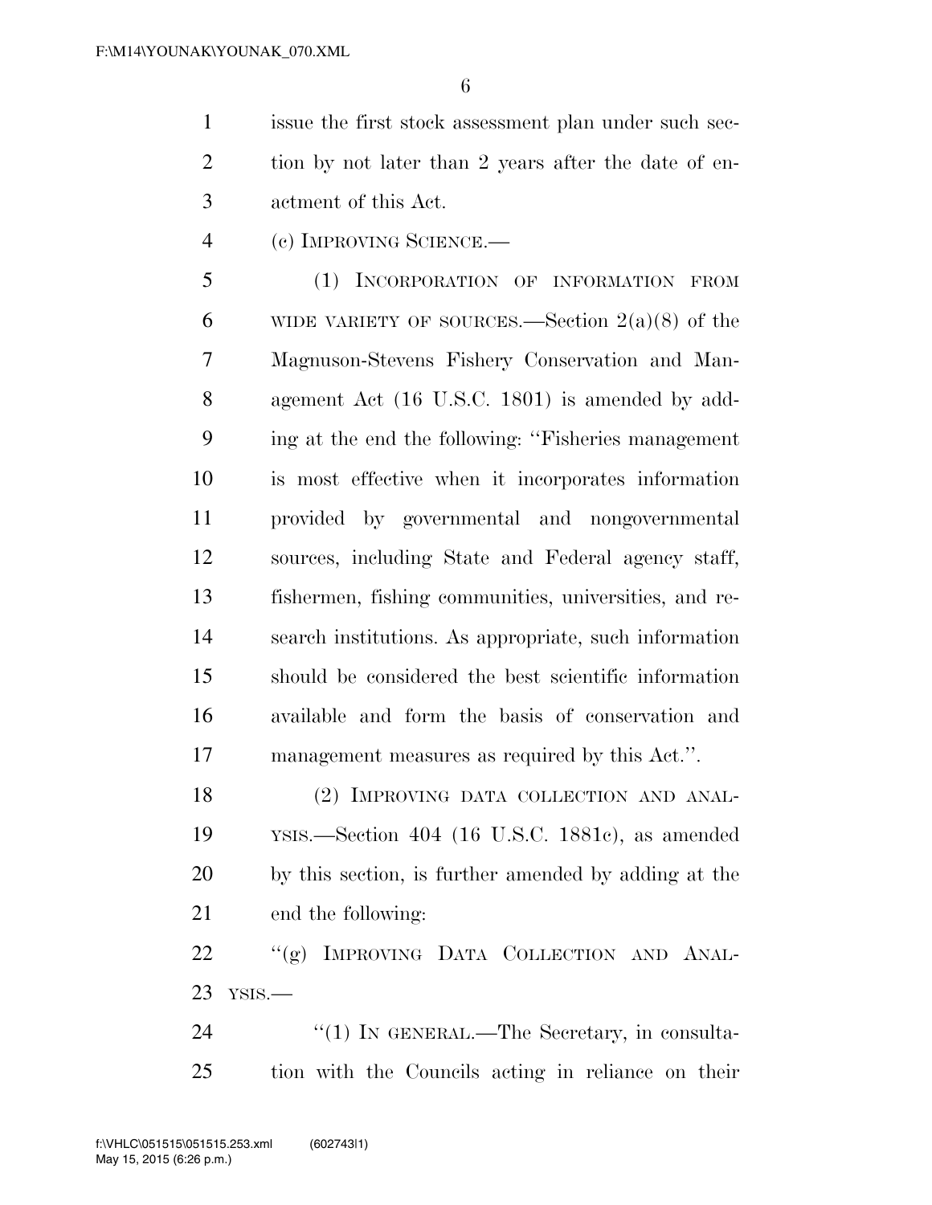issue the first stock assessment plan under such section by not later than 2 years after the date of enactment of this Act.

(c) IMPROVING SCIENCE.—

(1) INCORPORATION OF INFORMATION FROM WIDE VARIETY OF SOURCES.—Section 2(a)(8) of the Magnuson-Stevens Fishery Conservation and Management Act (16 U.S.C. 1801) is amended by adding at the end the following: ''Fisheries management is most effective when it incorporates information provided by governmental and nongovernmental sources, including State and Federal agency staff, fishermen, fishing communities, universities, and research institutions. As appropriate, such information should be considered the best scientific information available and form the basis of conservation and management measures as required by this Act.''.

(2) IMPROVING DATA COLLECTION AND ANALYSIS.—Section 404 (16 U.S.C. 1881c), as amended by this section, is further amended by adding at the end the following:

''(g) IMPROVING DATA COLLECTION AND ANALYSIS.—

''(1) IN GENERAL.—The Secretary, in consultation with the Councils acting in reliance on their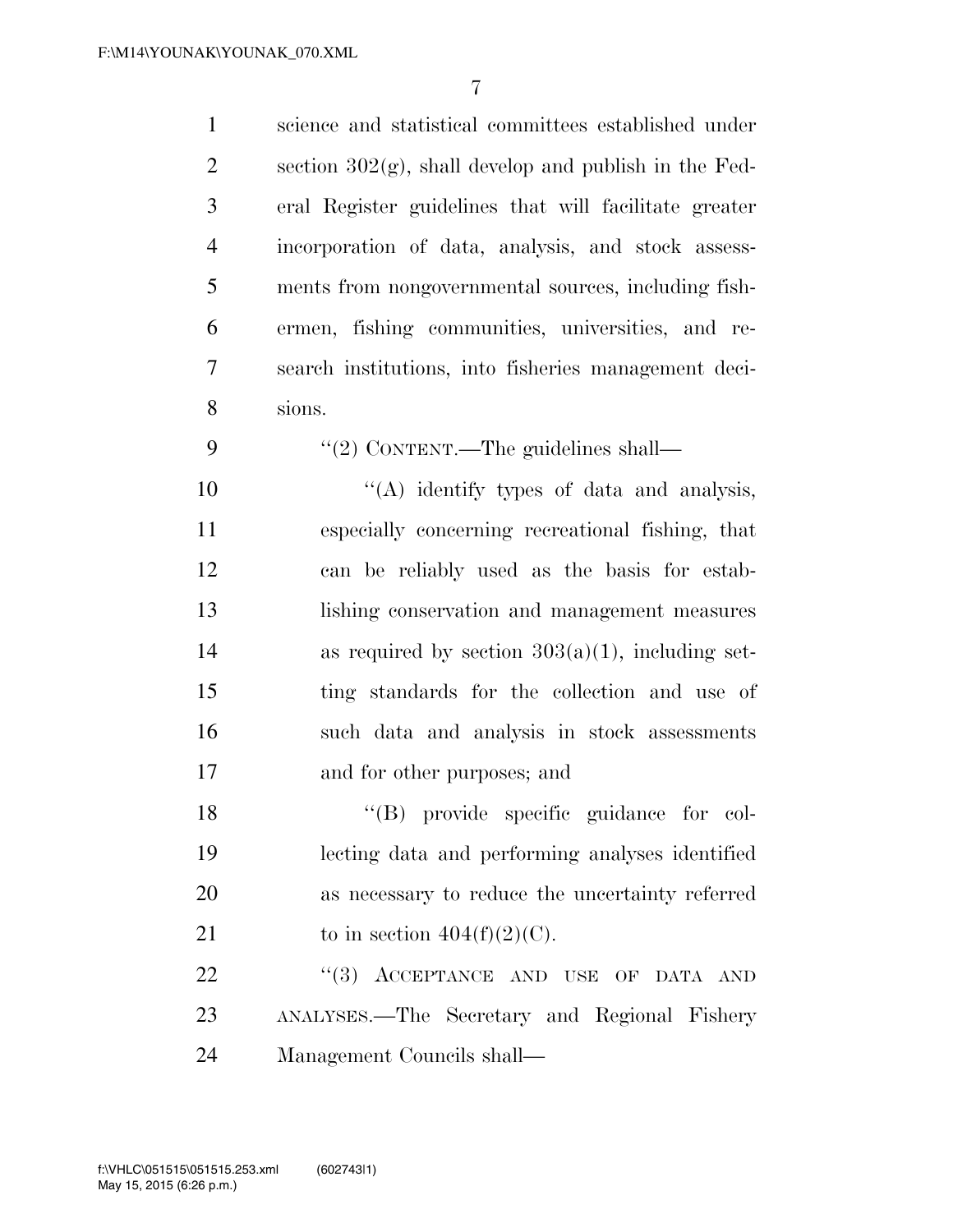science and statistical committees established under section 302(g), shall develop and publish in the Federal Register guidelines that will facilitate greater incorporation of data, analysis, and stock assessments from nongovernmental sources, including fishermen, fishing communities, universities, and research institutions, into fisheries management decisions.

"(2) CONTENT.—The guidelines shall—

"(A) identify types of data and analysis, especially concerning recreational fishing, that can be reliably used as the basis for establishing conservation and management measures as required by section 303(a)(1), including setting standards for the collection and use of such data and analysis in stock assessments and for other purposes; and

"(B) provide specific guidance for collecting data and performing analyses identified as necessary to reduce the uncertainty referred to in section 404(f)(2)(C).

"(3) ACCEPTANCE AND USE OF DATA AND ANALYSES.—The Secretary and Regional Fishery Management Councils shall—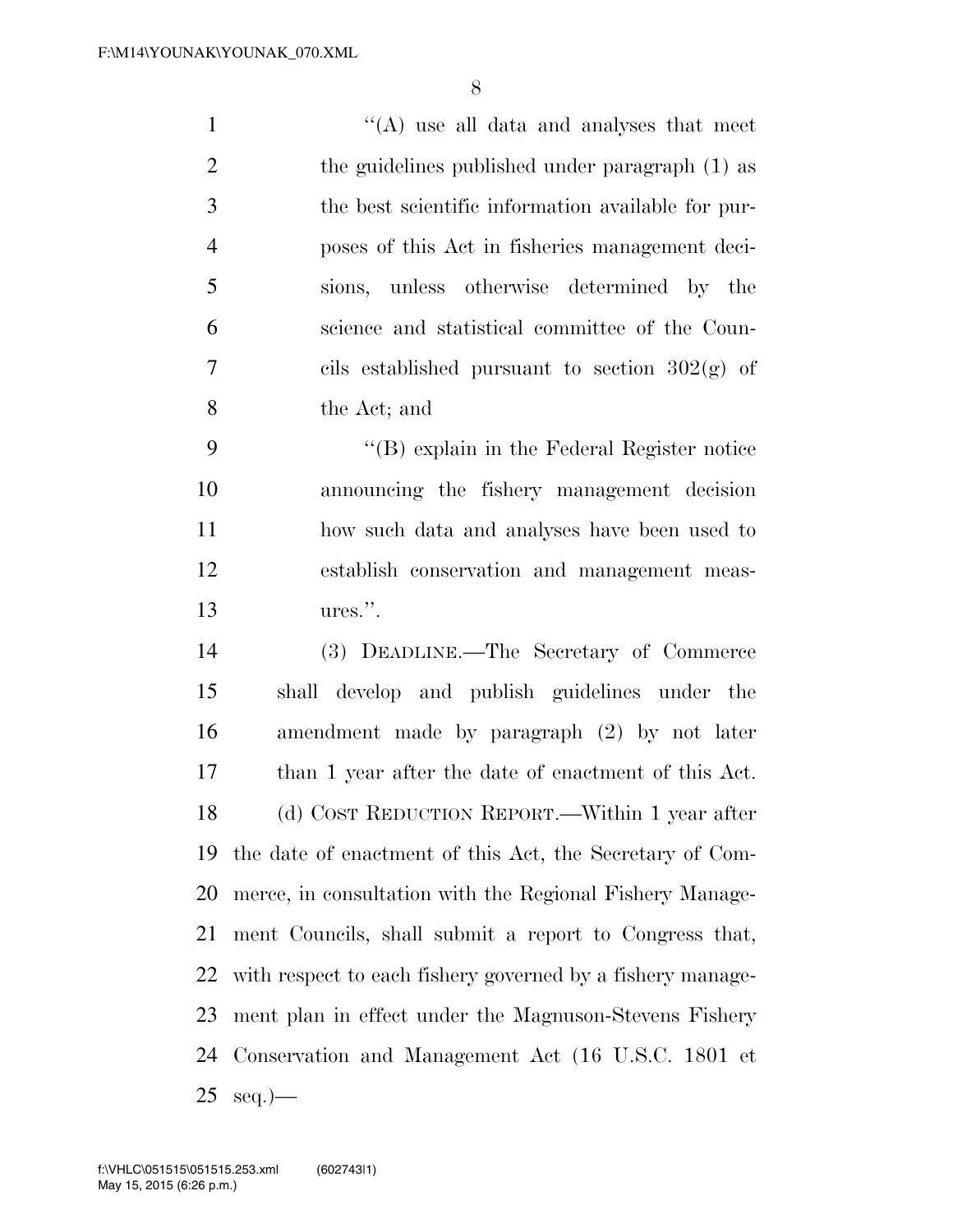"(A) use all data and analyses that meet the guidelines published under paragraph (1) as the best scientific information available for purposes of this Act in fisheries management decisions, unless otherwise determined by the science and statistical committee of the Councils established pursuant to section 302(g) of the Act; and

"(B) explain in the Federal Register notice announcing the fishery management decision how such data and analyses have been used to establish conservation and management measures.".

(3) DEADLINE.—The Secretary of Commerce shall develop and publish guidelines under the amendment made by paragraph (2) by not later than 1 year after the date of enactment of this Act.

(d) COST REDUCTION REPORT.—Within 1 year after the date of enactment of this Act, the Secretary of Commerce, in consultation with the Regional Fishery Management Councils, shall submit a report to Congress that, with respect to each fishery governed by a fishery management plan in effect under the Magnuson-Stevens Fishery Conservation and Management Act (16 U.S.C. 1801 et seq.)—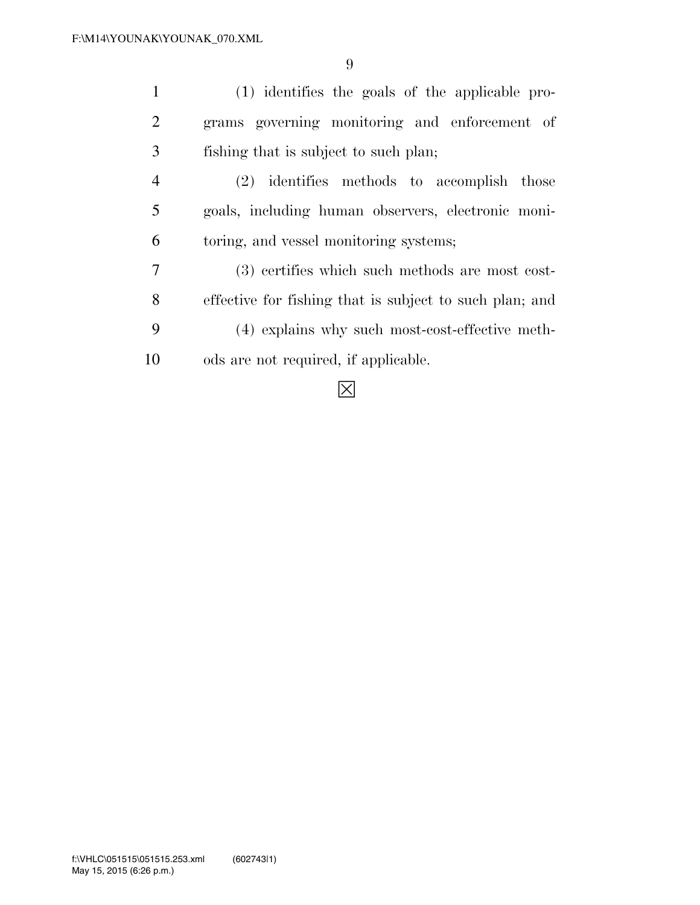(1) identifies the goals of the applicable programs governing monitoring and enforcement of fishing that is subject to such plan;

(2) identifies methods to accomplish those goals, including human observers, electronic monitoring, and vessel monitoring systems;

(3) certifies which such methods are most cost-effective for fishing that is subject to such plan; and

(4) explains why such most-cost-effective methods are not required, if applicable.